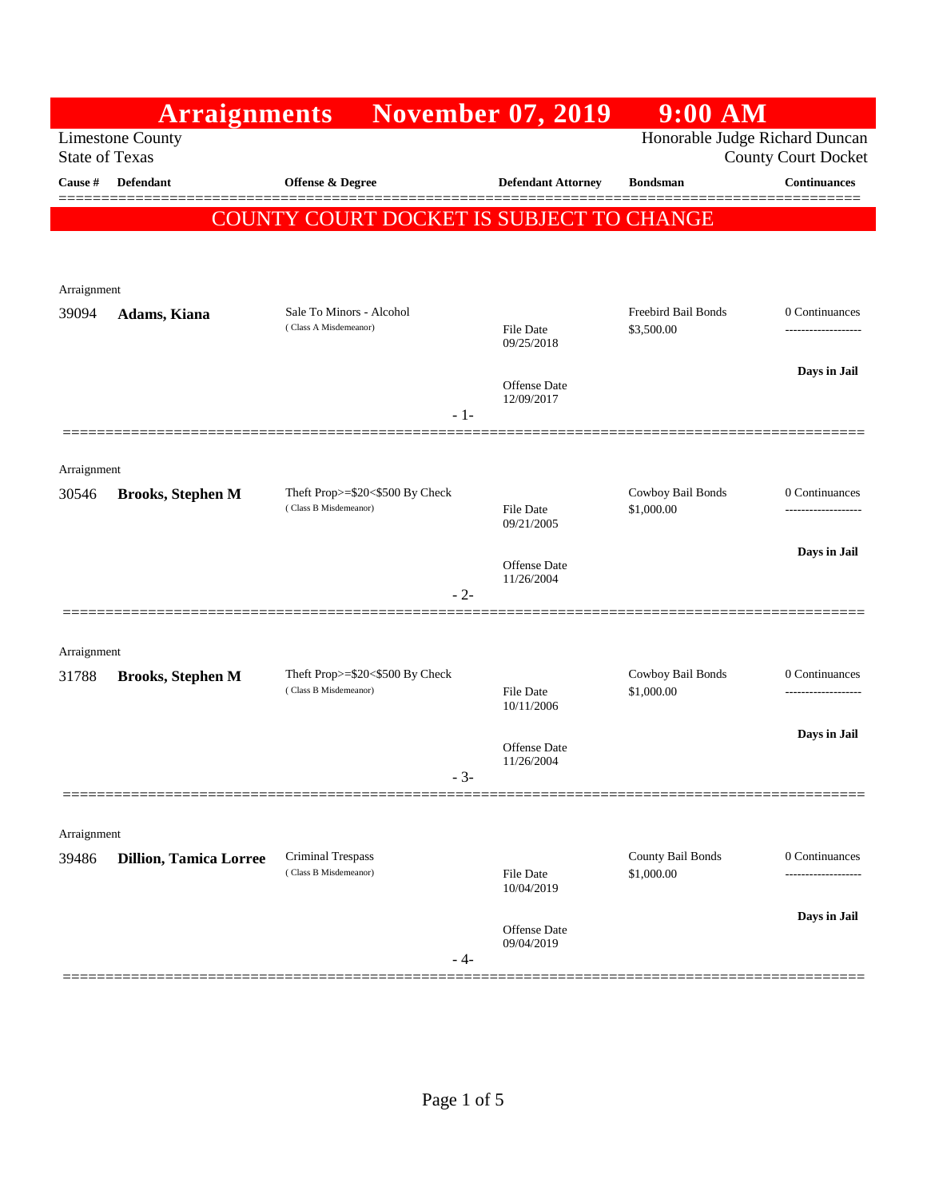# Arraignments November 07, 2019 9:00 AM

Limestone County
State of Texas

Honorable Judge Richard Duncan
County Court Docket

| Cause # | Defendant | Offense & Degree | Defendant Attorney | Bondsman | Continuances |
|---|---|---|---|---|---|

**COUNTY COURT DOCKET IS SUBJECT TO CHANGE**

Arraignment

| 39094 | **Adams, Kiana** | Sale To Minors - Alcohol (Class A Misdemeanor) | File Date 09/25/2018<br>Offense Date 12/09/2017 | Freebird Bail Bonds $3,500.00 | 0 Continuances<br>Days in Jail |
|---|---|---|---|---|---|

- 1-

Arraignment

| 30546 | **Brooks, Stephen M** | Theft Prop>=$20<$500 By Check (Class B Misdemeanor) | File Date 09/21/2005<br>Offense Date 11/26/2004 | Cowboy Bail Bonds $1,000.00 | 0 Continuances<br>Days in Jail |
|---|---|---|---|---|---|

- 2-

Arraignment

| 31788 | **Brooks, Stephen M** | Theft Prop>=$20<$500 By Check (Class B Misdemeanor) | File Date 10/11/2006<br>Offense Date 11/26/2004 | Cowboy Bail Bonds $1,000.00 | 0 Continuances<br>Days in Jail |
|---|---|---|---|---|---|

- 3-

Arraignment

| 39486 | **Dillion, Tamica Lorree** | Criminal Trespass (Class B Misdemeanor) | File Date 10/04/2019<br>Offense Date 09/04/2019 | County Bail Bonds $1,000.00 | 0 Continuances<br>Days in Jail |
|---|---|---|---|---|---|

- 4-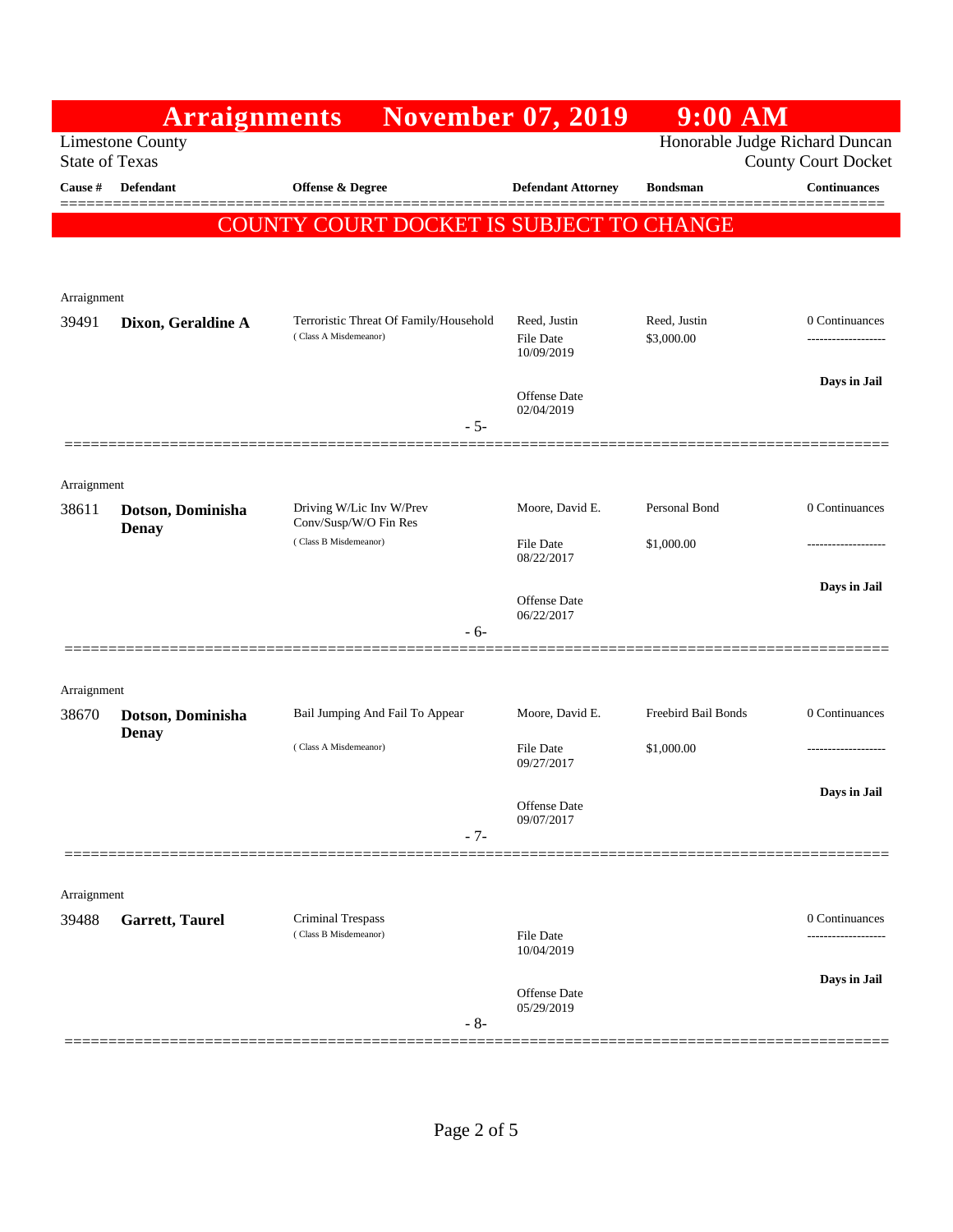# Arraignments November 07, 2019 9:00 AM

Limestone County
State of Texas

Honorable Judge Richard Duncan
County Court Docket

**COUNTY COURT DOCKET IS SUBJECT TO CHANGE**

| Cause # | Defendant | Offense & Degree | Defendant Attorney | Bondsman | Continuances |
|---|---|---|---|---|---|
| Arraignment | | | | | |
| 39491 | **Dixon, Geraldine A** | Terroristic Threat Of Family/Household (Class A Misdemeanor) | Reed, Justin<br>File Date 10/09/2019<br>Offense Date 02/04/2019 | Reed, Justin<br>$3,000.00 | 0 Continuances<br>**Days in Jail** |
| - 5- | | | | | |
| Arraignment | | | | | |
| 38611 | **Dotson, Dominisha Denay** | Driving W/Lic Inv W/Prev Conv/Susp/W/O Fin Res (Class B Misdemeanor) | Moore, David E.<br>File Date 08/22/2017<br>Offense Date 06/22/2017 | Personal Bond<br>$1,000.00 | 0 Continuances<br>**Days in Jail** |
| - 6- | | | | | |
| Arraignment | | | | | |
| 38670 | **Dotson, Dominisha Denay** | Bail Jumping And Fail To Appear (Class A Misdemeanor) | Moore, David E.<br>File Date 09/27/2017<br>Offense Date 09/07/2017 | Freebird Bail Bonds<br>$1,000.00 | 0 Continuances<br>**Days in Jail** |
| - 7- | | | | | |
| Arraignment | | | | | |
| 39488 | **Garrett, Taurel** | Criminal Trespass (Class B Misdemeanor) | File Date 10/04/2019<br>Offense Date 05/29/2019 | | 0 Continuances<br>**Days in Jail** |
| - 8- | | | | | |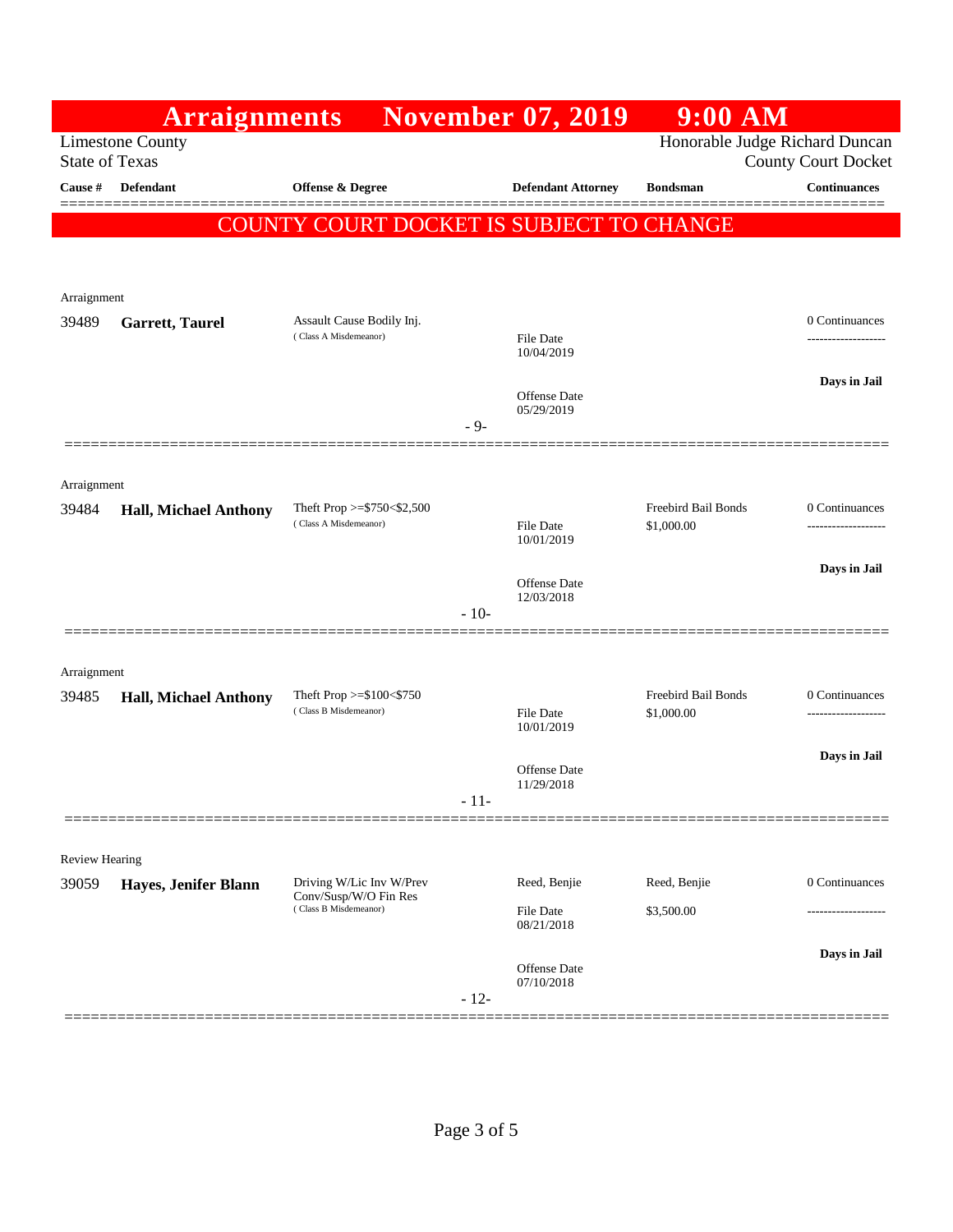# Arraignments November 07, 2019 9:00 AM

Limestone County
State of Texas

Honorable Judge Richard Duncan
County Court Docket

**COUNTY COURT DOCKET IS SUBJECT TO CHANGE**

| Cause # | Defendant | Offense & Degree | Defendant Attorney | Bondsman | Continuances |
|---|---|---|---|---|---|
| Arraignment | | | | | |
| 39489 | **Garrett, Taurel** | Assault Cause Bodily Inj. (Class A Misdemeanor) | File Date 10/04/2019; Offense Date 05/29/2019 | | 0 Continuances; **Days in Jail** |
| | | | - 9- | | |
| Arraignment | | | | | |
| 39484 | **Hall, Michael Anthony** | Theft Prop >=$750<$2,500 (Class A Misdemeanor) | File Date 10/01/2019; Offense Date 12/03/2018 | Freebird Bail Bonds $1,000.00 | 0 Continuances; **Days in Jail** |
| | | | - 10- | | |
| Arraignment | | | | | |
| 39485 | **Hall, Michael Anthony** | Theft Prop >=$100<$750 (Class B Misdemeanor) | File Date 10/01/2019; Offense Date 11/29/2018 | Freebird Bail Bonds $1,000.00 | 0 Continuances; **Days in Jail** |
| | | | - 11- | | |
| Review Hearing | | | | | |
| 39059 | **Hayes, Jenifer Blann** | Driving W/Lic Inv W/Prev Conv/Susp/W/O Fin Res (Class B Misdemeanor) | Reed, Benjie; File Date 08/21/2018; Offense Date 07/10/2018 | Reed, Benjie $3,500.00 | 0 Continuances; **Days in Jail** |
| | | | - 12- | | |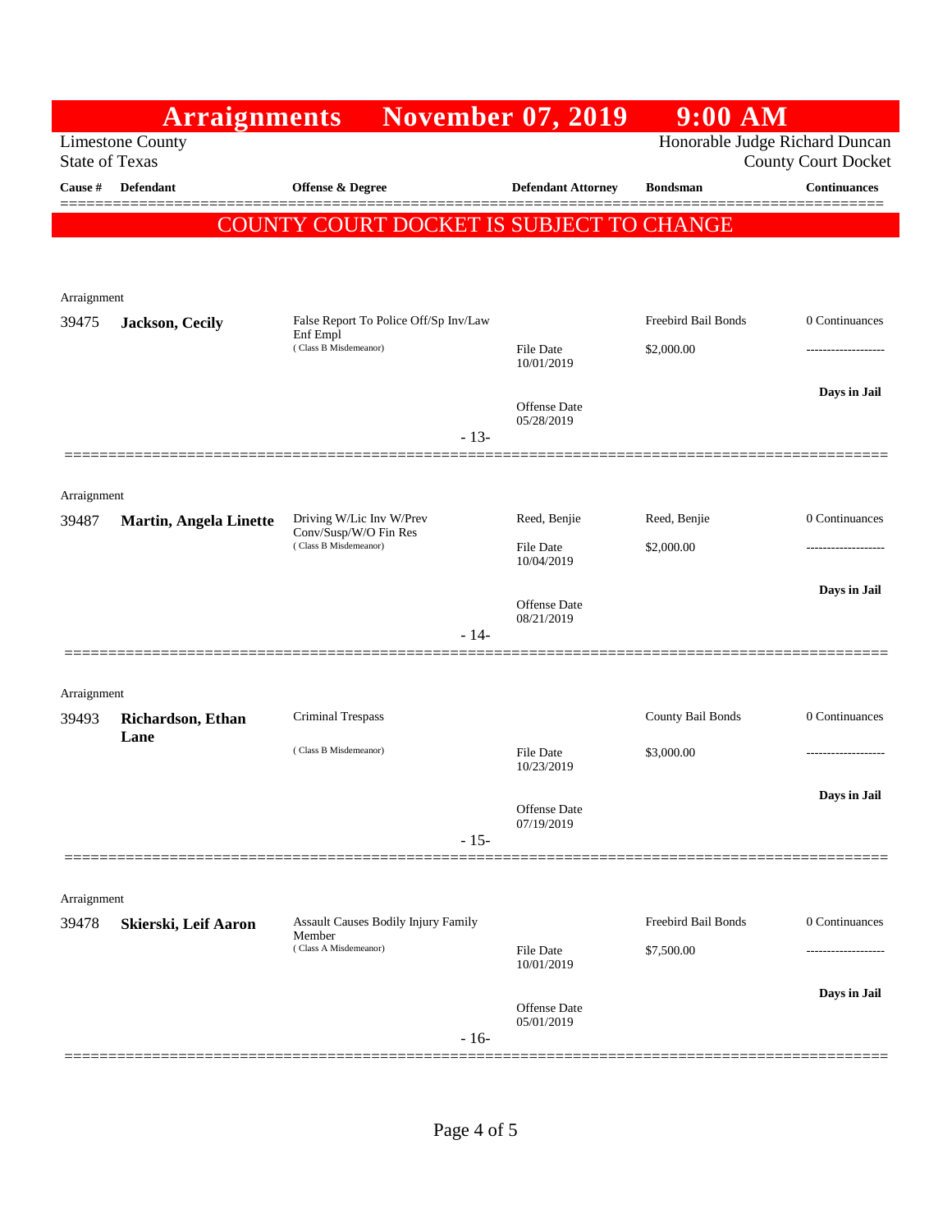# Arraignments November 07, 2019 9:00 AM

Limestone County
State of Texas

Honorable Judge Richard Duncan
County Court Docket

**COUNTY COURT DOCKET IS SUBJECT TO CHANGE**

| Cause # | Defendant | Offense & Degree | Defendant Attorney | Bondsman | Continuances |
|---|---|---|---|---|---|
| Arraignment | | | | | |
| 39475 | **Jackson, Cecily** | False Report To Police Off/Sp Inv/Law Enf Empl (Class B Misdemeanor) | File Date 10/01/2019; Offense Date 05/28/2019 | Freebird Bail Bonds $2,000.00 | 0 Continuances; **Days in Jail** |
| | | | - 13- | | |
| Arraignment | | | | | |
| 39487 | **Martin, Angela Linette** | Driving W/Lic Inv W/Prev Conv/Susp/W/O Fin Res (Class B Misdemeanor) | Reed, Benjie; File Date 10/04/2019; Offense Date 08/21/2019 | Reed, Benjie $2,000.00 | 0 Continuances; **Days in Jail** |
| | | | - 14- | | |
| Arraignment | | | | | |
| 39493 | **Richardson, Ethan Lane** | Criminal Trespass (Class B Misdemeanor) | File Date 10/23/2019; Offense Date 07/19/2019 | County Bail Bonds $3,000.00 | 0 Continuances; **Days in Jail** |
| | | | - 15- | | |
| Arraignment | | | | | |
| 39478 | **Skierski, Leif Aaron** | Assault Causes Bodily Injury Family Member (Class A Misdemeanor) | File Date 10/01/2019; Offense Date 05/01/2019 | Freebird Bail Bonds $7,500.00 | 0 Continuances; **Days in Jail** |
| | | | - 16- | | |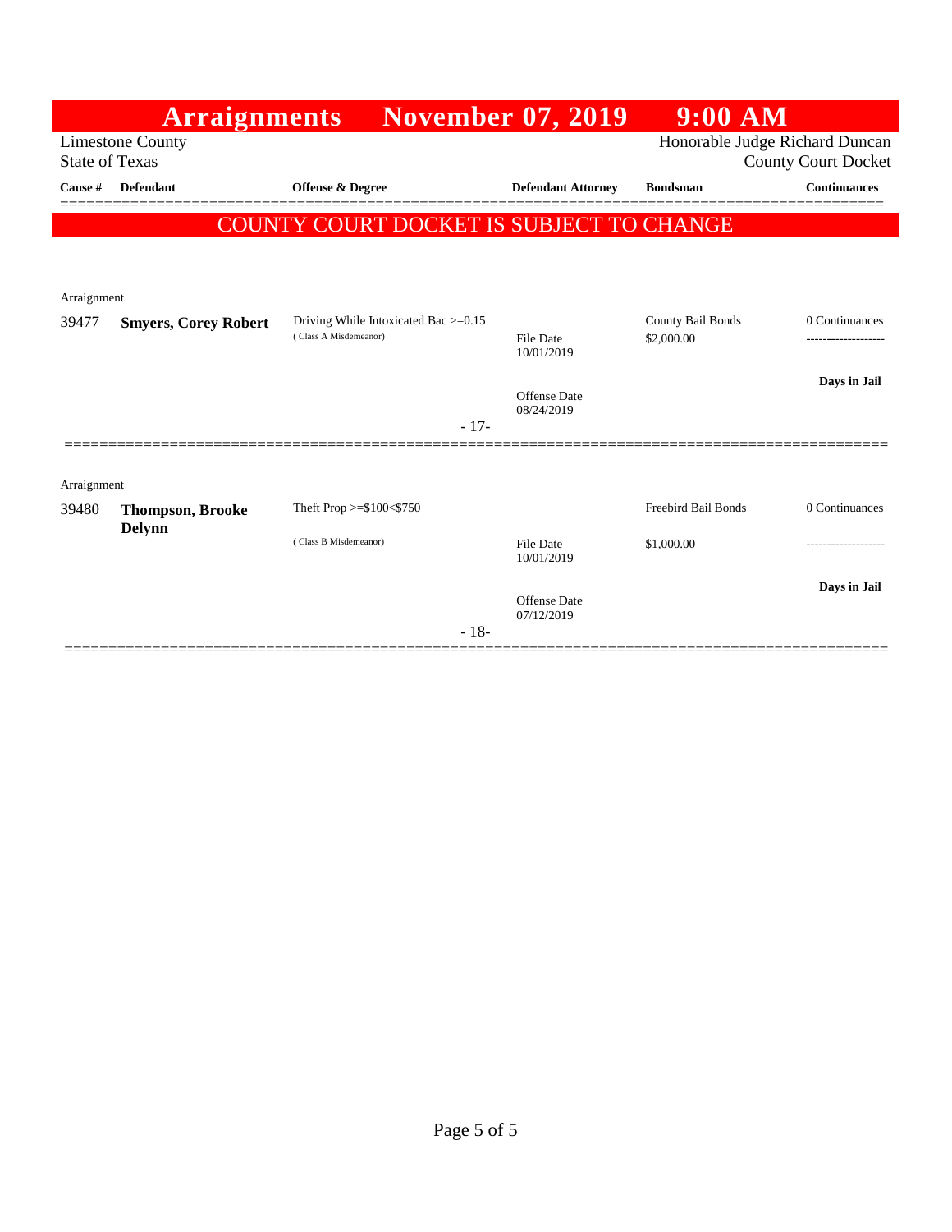# Arraignments November 07, 2019 9:00 AM

Limestone County
State of Texas

Honorable Judge Richard Duncan
County Court Docket

| Cause # | Defendant | Offense & Degree | Defendant Attorney | Bondsman | Continuances |
|---|---|---|---|---|---|

**COUNTY COURT DOCKET IS SUBJECT TO CHANGE**

Arraignment

| Cause # | Defendant | Offense & Degree | Defendant Attorney | Bondsman | Continuances |
|---|---|---|---|---|---|
| 39477 | **Smyers, Corey Robert** | Driving While Intoxicated Bac >=0.15 ( Class A Misdemeanor) | File Date 10/01/2019 Offense Date 08/24/2019 | County Bail Bonds $2,000.00 | 0 Continuances ------------------- **Days in Jail** |

- 17-

Arraignment

| Cause # | Defendant | Offense & Degree | Defendant Attorney | Bondsman | Continuances |
|---|---|---|---|---|---|
| 39480 | **Thompson, Brooke Delynn** | Theft Prop >=$100<$750 ( Class B Misdemeanor) | File Date 10/01/2019 Offense Date 07/12/2019 | Freebird Bail Bonds $1,000.00 | 0 Continuances ------------------- **Days in Jail** |

- 18-